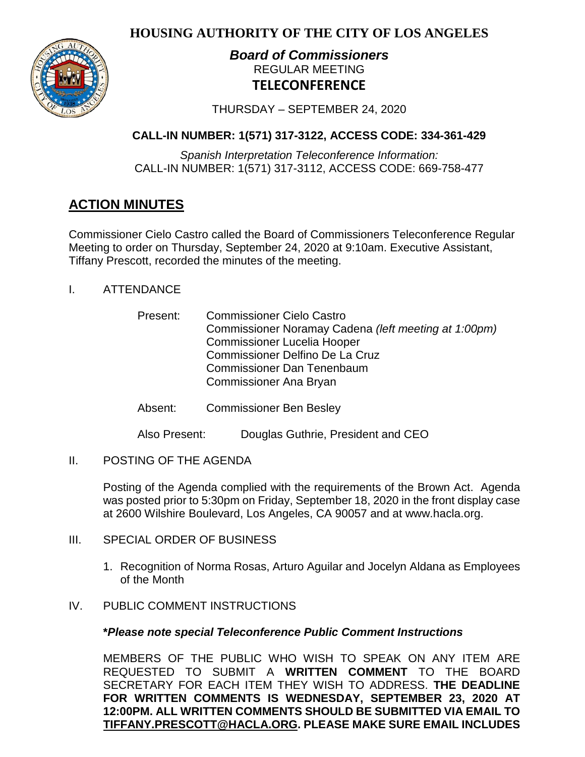# HOUSING AUTHORITY OF THE CITY OF LOS ANGELES

***Board of Commissioners***
REGULAR MEETING
**TELECONFERENCE**

THURSDAY – SEPTEMBER 24, 2020

**CALL-IN NUMBER: 1(571) 317-3122, ACCESS CODE: 334-361-429**

*Spanish Interpretation Teleconference Information:*
CALL-IN NUMBER: 1(571) 317-3112, ACCESS CODE: 669-758-477

## ACTION MINUTES

Commissioner Cielo Castro called the Board of Commissioners Teleconference Regular Meeting to order on Thursday, September 24, 2020 at 9:10am. Executive Assistant, Tiffany Prescott, recorded the minutes of the meeting.

I. ATTENDANCE

Present: Commissioner Cielo Castro
Commissioner Noramay Cadena *(left meeting at 1:00pm)*
Commissioner Lucelia Hooper
Commissioner Delfino De La Cruz
Commissioner Dan Tenenbaum
Commissioner Ana Bryan

Absent: Commissioner Ben Besley

Also Present: Douglas Guthrie, President and CEO

II. POSTING OF THE AGENDA

Posting of the Agenda complied with the requirements of the Brown Act. Agenda was posted prior to 5:30pm on Friday, September 18, 2020 in the front display case at 2600 Wilshire Boulevard, Los Angeles, CA 90057 and at www.hacla.org.

III. SPECIAL ORDER OF BUSINESS

1. Recognition of Norma Rosas, Arturo Aguilar and Jocelyn Aldana as Employees of the Month

IV. PUBLIC COMMENT INSTRUCTIONS

***Please note special Teleconference Public Comment Instructions**

MEMBERS OF THE PUBLIC WHO WISH TO SPEAK ON ANY ITEM ARE REQUESTED TO SUBMIT A **WRITTEN COMMENT** TO THE BOARD SECRETARY FOR EACH ITEM THEY WISH TO ADDRESS. **THE DEADLINE FOR WRITTEN COMMENTS IS WEDNESDAY, SEPTEMBER 23, 2020 AT 12:00PM. ALL WRITTEN COMMENTS SHOULD BE SUBMITTED VIA EMAIL TO TIFFANY.PRESCOTT@HACLA.ORG. PLEASE MAKE SURE EMAIL INCLUDES**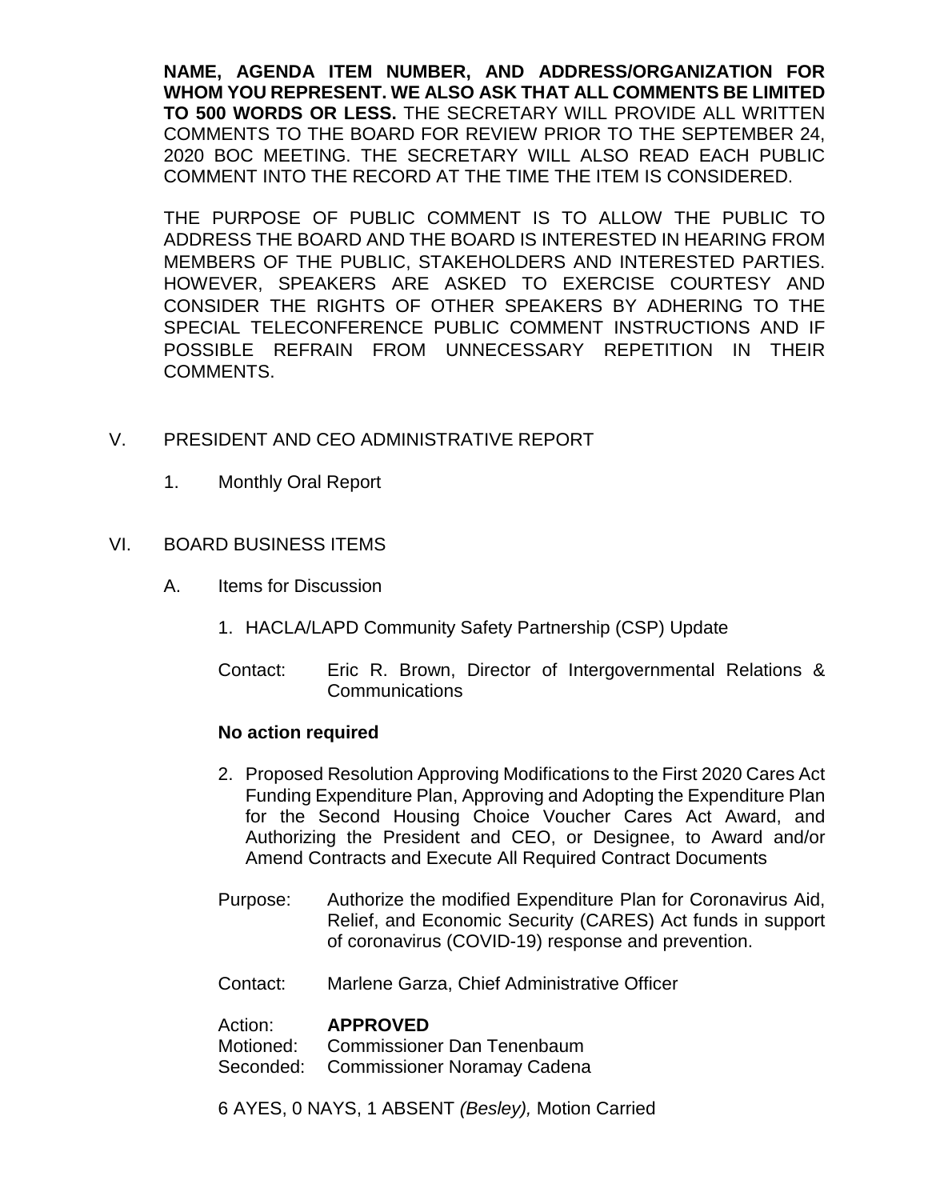**NAME, AGENDA ITEM NUMBER, AND ADDRESS/ORGANIZATION FOR WHOM YOU REPRESENT. WE ALSO ASK THAT ALL COMMENTS BE LIMITED TO 500 WORDS OR LESS.** THE SECRETARY WILL PROVIDE ALL WRITTEN COMMENTS TO THE BOARD FOR REVIEW PRIOR TO THE SEPTEMBER 24, 2020 BOC MEETING. THE SECRETARY WILL ALSO READ EACH PUBLIC COMMENT INTO THE RECORD AT THE TIME THE ITEM IS CONSIDERED.

THE PURPOSE OF PUBLIC COMMENT IS TO ALLOW THE PUBLIC TO ADDRESS THE BOARD AND THE BOARD IS INTERESTED IN HEARING FROM MEMBERS OF THE PUBLIC, STAKEHOLDERS AND INTERESTED PARTIES. HOWEVER, SPEAKERS ARE ASKED TO EXERCISE COURTESY AND CONSIDER THE RIGHTS OF OTHER SPEAKERS BY ADHERING TO THE SPECIAL TELECONFERENCE PUBLIC COMMENT INSTRUCTIONS AND IF POSSIBLE REFRAIN FROM UNNECESSARY REPETITION IN THEIR COMMENTS.

## V. PRESIDENT AND CEO ADMINISTRATIVE REPORT

1. Monthly Oral Report

## VI. BOARD BUSINESS ITEMS

### A. Items for Discussion

1. HACLA/LAPD Community Safety Partnership (CSP) Update

Contact: Eric R. Brown, Director of Intergovernmental Relations & Communications

**No action required**

2. Proposed Resolution Approving Modifications to the First 2020 Cares Act Funding Expenditure Plan, Approving and Adopting the Expenditure Plan for the Second Housing Choice Voucher Cares Act Award, and Authorizing the President and CEO, or Designee, to Award and/or Amend Contracts and Execute All Required Contract Documents

Purpose: Authorize the modified Expenditure Plan for Coronavirus Aid, Relief, and Economic Security (CARES) Act funds in support of coronavirus (COVID-19) response and prevention.

Contact: Marlene Garza, Chief Administrative Officer

Action: **APPROVED**
Motioned: Commissioner Dan Tenenbaum
Seconded: Commissioner Noramay Cadena

6 AYES, 0 NAYS, 1 ABSENT *(Besley),* Motion Carried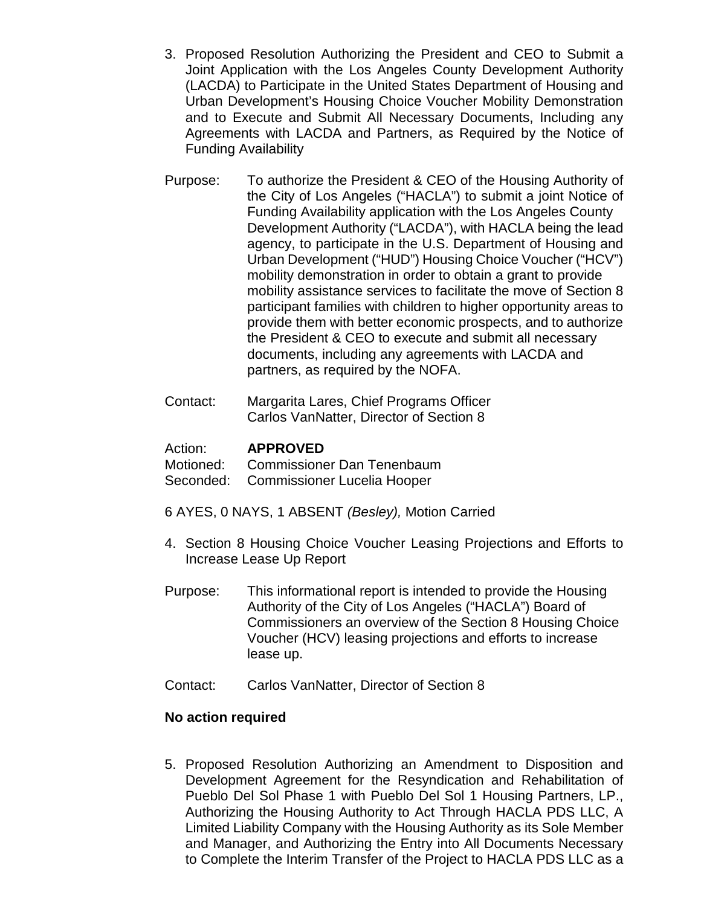3. Proposed Resolution Authorizing the President and CEO to Submit a Joint Application with the Los Angeles County Development Authority (LACDA) to Participate in the United States Department of Housing and Urban Development's Housing Choice Voucher Mobility Demonstration and to Execute and Submit All Necessary Documents, Including any Agreements with LACDA and Partners, as Required by the Notice of Funding Availability

Purpose: To authorize the President & CEO of the Housing Authority of the City of Los Angeles ("HACLA") to submit a joint Notice of Funding Availability application with the Los Angeles County Development Authority ("LACDA"), with HACLA being the lead agency, to participate in the U.S. Department of Housing and Urban Development ("HUD") Housing Choice Voucher ("HCV") mobility demonstration in order to obtain a grant to provide mobility assistance services to facilitate the move of Section 8 participant families with children to higher opportunity areas to provide them with better economic prospects, and to authorize the President & CEO to execute and submit all necessary documents, including any agreements with LACDA and partners, as required by the NOFA.

Contact: Margarita Lares, Chief Programs Officer
Carlos VanNatter, Director of Section 8

Action: **APPROVED**
Motioned: Commissioner Dan Tenenbaum
Seconded: Commissioner Lucelia Hooper

6 AYES, 0 NAYS, 1 ABSENT *(Besley),* Motion Carried

4. Section 8 Housing Choice Voucher Leasing Projections and Efforts to Increase Lease Up Report

Purpose: This informational report is intended to provide the Housing Authority of the City of Los Angeles ("HACLA") Board of Commissioners an overview of the Section 8 Housing Choice Voucher (HCV) leasing projections and efforts to increase lease up.

Contact: Carlos VanNatter, Director of Section 8

**No action required**

5. Proposed Resolution Authorizing an Amendment to Disposition and Development Agreement for the Resyndication and Rehabilitation of Pueblo Del Sol Phase 1 with Pueblo Del Sol 1 Housing Partners, LP., Authorizing the Housing Authority to Act Through HACLA PDS LLC, A Limited Liability Company with the Housing Authority as its Sole Member and Manager, and Authorizing the Entry into All Documents Necessary to Complete the Interim Transfer of the Project to HACLA PDS LLC as a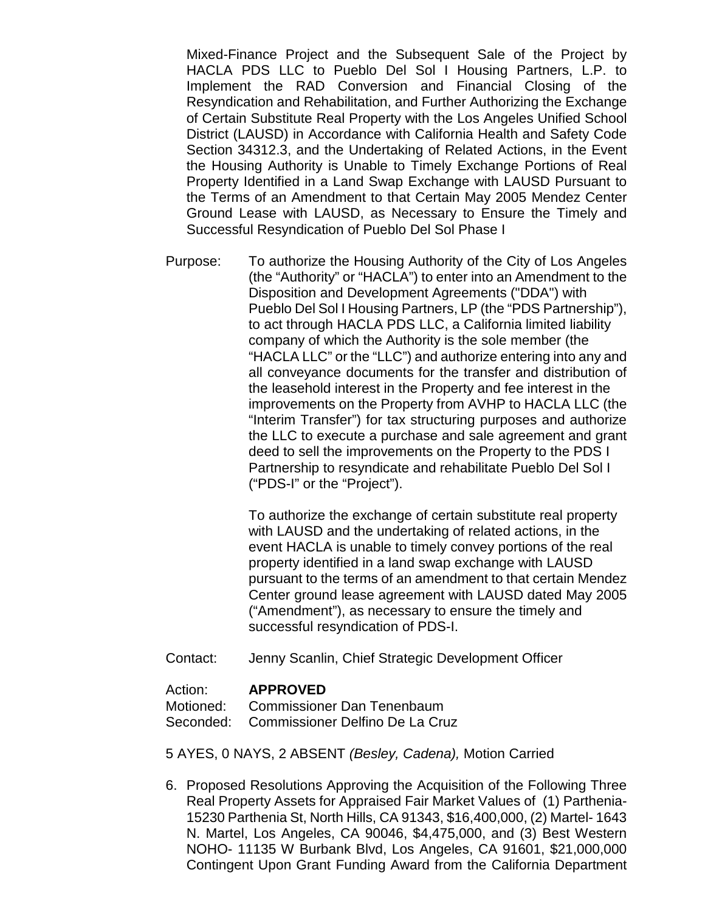Mixed-Finance Project and the Subsequent Sale of the Project by HACLA PDS LLC to Pueblo Del Sol I Housing Partners, L.P. to Implement the RAD Conversion and Financial Closing of the Resyndication and Rehabilitation, and Further Authorizing the Exchange of Certain Substitute Real Property with the Los Angeles Unified School District (LAUSD) in Accordance with California Health and Safety Code Section 34312.3, and the Undertaking of Related Actions, in the Event the Housing Authority is Unable to Timely Exchange Portions of Real Property Identified in a Land Swap Exchange with LAUSD Pursuant to the Terms of an Amendment to that Certain May 2005 Mendez Center Ground Lease with LAUSD, as Necessary to Ensure the Timely and Successful Resyndication of Pueblo Del Sol Phase I

Purpose: To authorize the Housing Authority of the City of Los Angeles (the "Authority" or "HACLA") to enter into an Amendment to the Disposition and Development Agreements ("DDA") with Pueblo Del Sol I Housing Partners, LP (the "PDS Partnership"), to act through HACLA PDS LLC, a California limited liability company of which the Authority is the sole member (the "HACLA LLC" or the "LLC") and authorize entering into any and all conveyance documents for the transfer and distribution of the leasehold interest in the Property and fee interest in the improvements on the Property from AVHP to HACLA LLC (the "Interim Transfer") for tax structuring purposes and authorize the LLC to execute a purchase and sale agreement and grant deed to sell the improvements on the Property to the PDS I Partnership to resyndicate and rehabilitate Pueblo Del Sol I ("PDS-I" or the "Project").

To authorize the exchange of certain substitute real property with LAUSD and the undertaking of related actions, in the event HACLA is unable to timely convey portions of the real property identified in a land swap exchange with LAUSD pursuant to the terms of an amendment to that certain Mendez Center ground lease agreement with LAUSD dated May 2005 ("Amendment"), as necessary to ensure the timely and successful resyndication of PDS-I.

Contact: Jenny Scanlin, Chief Strategic Development Officer

Action: **APPROVED**
Motioned: Commissioner Dan Tenenbaum
Seconded: Commissioner Delfino De La Cruz

5 AYES, 0 NAYS, 2 ABSENT *(Besley, Cadena),* Motion Carried

6. Proposed Resolutions Approving the Acquisition of the Following Three Real Property Assets for Appraised Fair Market Values of (1) Parthenia-15230 Parthenia St, North Hills, CA 91343, $16,400,000, (2) Martel- 1643 N. Martel, Los Angeles, CA 90046, $4,475,000, and (3) Best Western NOHO- 11135 W Burbank Blvd, Los Angeles, CA 91601, $21,000,000 Contingent Upon Grant Funding Award from the California Department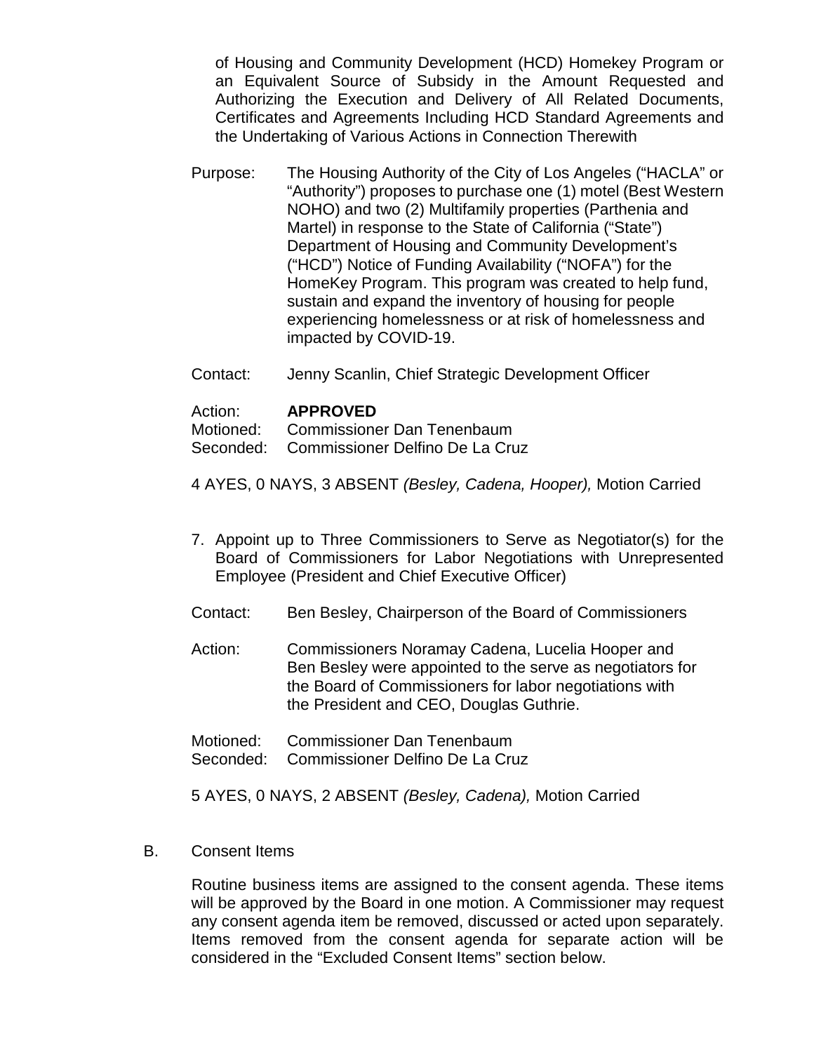of Housing and Community Development (HCD) Homekey Program or an Equivalent Source of Subsidy in the Amount Requested and Authorizing the Execution and Delivery of All Related Documents, Certificates and Agreements Including HCD Standard Agreements and the Undertaking of Various Actions in Connection Therewith

Purpose: The Housing Authority of the City of Los Angeles ("HACLA" or "Authority") proposes to purchase one (1) motel (Best Western NOHO) and two (2) Multifamily properties (Parthenia and Martel) in response to the State of California ("State") Department of Housing and Community Development's ("HCD") Notice of Funding Availability ("NOFA") for the HomeKey Program. This program was created to help fund, sustain and expand the inventory of housing for people experiencing homelessness or at risk of homelessness and impacted by COVID-19.

Contact: Jenny Scanlin, Chief Strategic Development Officer

Action: **APPROVED**
Motioned: Commissioner Dan Tenenbaum
Seconded: Commissioner Delfino De La Cruz

4 AYES, 0 NAYS, 3 ABSENT *(Besley, Cadena, Hooper),* Motion Carried

7. Appoint up to Three Commissioners to Serve as Negotiator(s) for the Board of Commissioners for Labor Negotiations with Unrepresented Employee (President and Chief Executive Officer)

Contact: Ben Besley, Chairperson of the Board of Commissioners

Action: Commissioners Noramay Cadena, Lucelia Hooper and Ben Besley were appointed to the serve as negotiators for the Board of Commissioners for labor negotiations with the President and CEO, Douglas Guthrie.

Motioned: Commissioner Dan Tenenbaum
Seconded: Commissioner Delfino De La Cruz

5 AYES, 0 NAYS, 2 ABSENT *(Besley, Cadena),* Motion Carried

B. Consent Items

Routine business items are assigned to the consent agenda. These items will be approved by the Board in one motion. A Commissioner may request any consent agenda item be removed, discussed or acted upon separately. Items removed from the consent agenda for separate action will be considered in the "Excluded Consent Items" section below.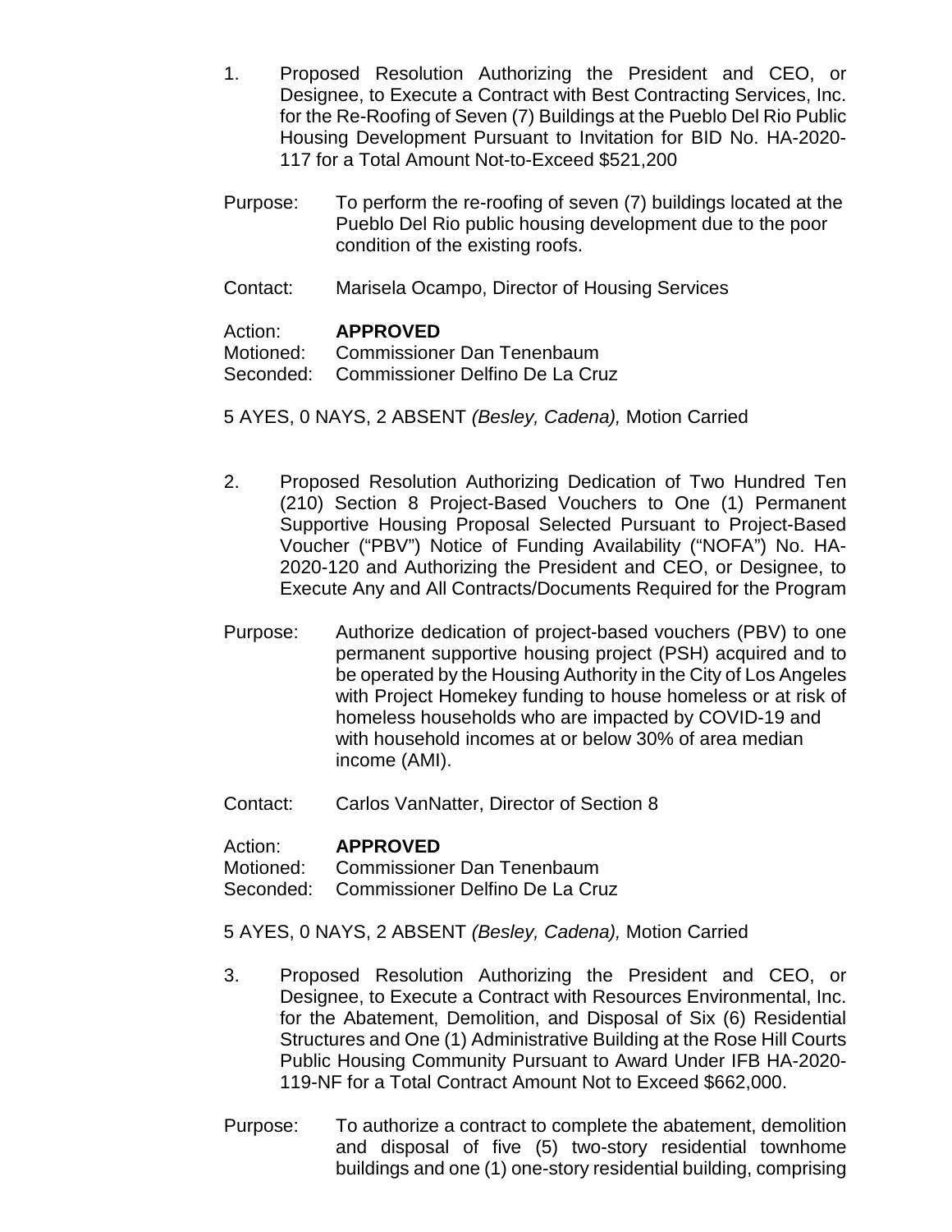1. Proposed Resolution Authorizing the President and CEO, or Designee, to Execute a Contract with Best Contracting Services, Inc. for the Re-Roofing of Seven (7) Buildings at the Pueblo Del Rio Public Housing Development Pursuant to Invitation for BID No. HA-2020-117 for a Total Amount Not-to-Exceed $521,200

Purpose: To perform the re-roofing of seven (7) buildings located at the Pueblo Del Rio public housing development due to the poor condition of the existing roofs.

Contact: Marisela Ocampo, Director of Housing Services

Action: **APPROVED**
Motioned: Commissioner Dan Tenenbaum
Seconded: Commissioner Delfino De La Cruz

5 AYES, 0 NAYS, 2 ABSENT *(Besley, Cadena),* Motion Carried

2. Proposed Resolution Authorizing Dedication of Two Hundred Ten (210) Section 8 Project-Based Vouchers to One (1) Permanent Supportive Housing Proposal Selected Pursuant to Project-Based Voucher ("PBV") Notice of Funding Availability ("NOFA") No. HA-2020-120 and Authorizing the President and CEO, or Designee, to Execute Any and All Contracts/Documents Required for the Program

Purpose: Authorize dedication of project-based vouchers (PBV) to one permanent supportive housing project (PSH) acquired and to be operated by the Housing Authority in the City of Los Angeles with Project Homekey funding to house homeless or at risk of homeless households who are impacted by COVID-19 and with household incomes at or below 30% of area median income (AMI).

Contact: Carlos VanNatter, Director of Section 8

Action: **APPROVED**
Motioned: Commissioner Dan Tenenbaum
Seconded: Commissioner Delfino De La Cruz

5 AYES, 0 NAYS, 2 ABSENT *(Besley, Cadena),* Motion Carried

3. Proposed Resolution Authorizing the President and CEO, or Designee, to Execute a Contract with Resources Environmental, Inc. for the Abatement, Demolition, and Disposal of Six (6) Residential Structures and One (1) Administrative Building at the Rose Hill Courts Public Housing Community Pursuant to Award Under IFB HA-2020-119-NF for a Total Contract Amount Not to Exceed $662,000.

Purpose: To authorize a contract to complete the abatement, demolition and disposal of five (5) two-story residential townhome buildings and one (1) one-story residential building, comprising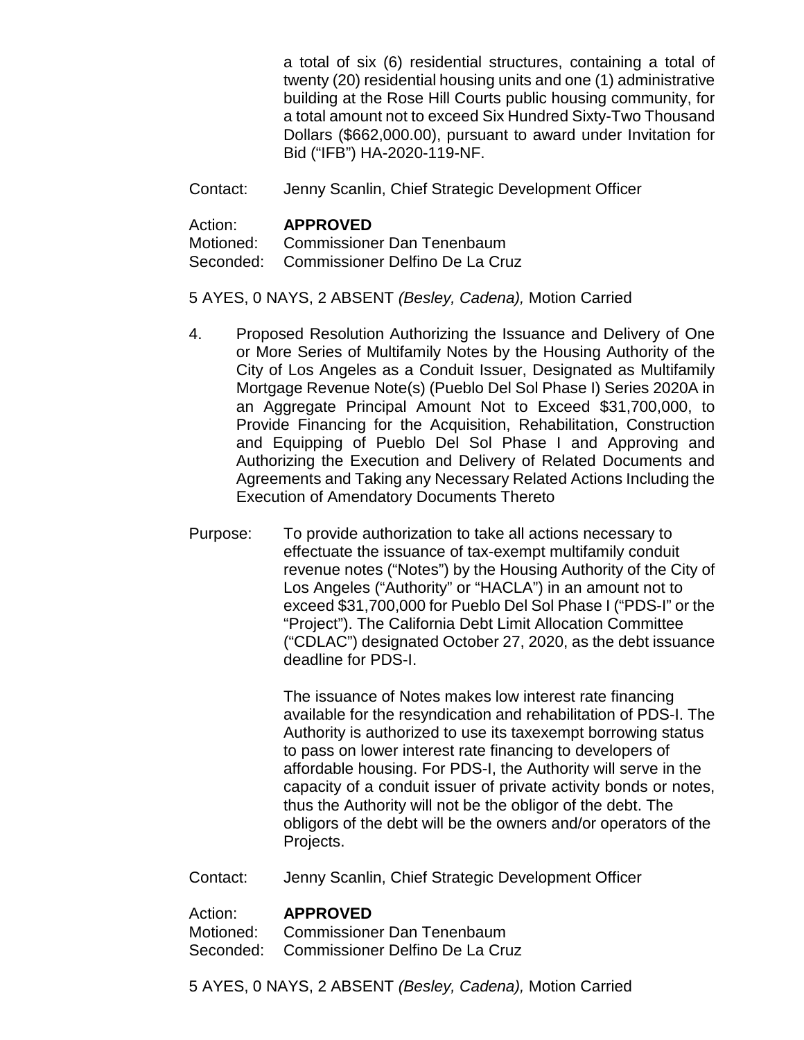a total of six (6) residential structures, containing a total of twenty (20) residential housing units and one (1) administrative building at the Rose Hill Courts public housing community, for a total amount not to exceed Six Hundred Sixty-Two Thousand Dollars ($662,000.00), pursuant to award under Invitation for Bid ("IFB") HA-2020-119-NF.

Contact: Jenny Scanlin, Chief Strategic Development Officer

Action: **APPROVED**
Motioned: Commissioner Dan Tenenbaum
Seconded: Commissioner Delfino De La Cruz

5 AYES, 0 NAYS, 2 ABSENT *(Besley, Cadena),* Motion Carried

4. Proposed Resolution Authorizing the Issuance and Delivery of One or More Series of Multifamily Notes by the Housing Authority of the City of Los Angeles as a Conduit Issuer, Designated as Multifamily Mortgage Revenue Note(s) (Pueblo Del Sol Phase I) Series 2020A in an Aggregate Principal Amount Not to Exceed $31,700,000, to Provide Financing for the Acquisition, Rehabilitation, Construction and Equipping of Pueblo Del Sol Phase I and Approving and Authorizing the Execution and Delivery of Related Documents and Agreements and Taking any Necessary Related Actions Including the Execution of Amendatory Documents Thereto

Purpose: To provide authorization to take all actions necessary to effectuate the issuance of tax-exempt multifamily conduit revenue notes ("Notes") by the Housing Authority of the City of Los Angeles ("Authority" or "HACLA") in an amount not to exceed $31,700,000 for Pueblo Del Sol Phase I ("PDS-I" or the "Project"). The California Debt Limit Allocation Committee ("CDLAC") designated October 27, 2020, as the debt issuance deadline for PDS-I.

The issuance of Notes makes low interest rate financing available for the resyndication and rehabilitation of PDS-I. The Authority is authorized to use its taxexempt borrowing status to pass on lower interest rate financing to developers of affordable housing. For PDS-I, the Authority will serve in the capacity of a conduit issuer of private activity bonds or notes, thus the Authority will not be the obligor of the debt. The obligors of the debt will be the owners and/or operators of the Projects.

Contact: Jenny Scanlin, Chief Strategic Development Officer

Action: **APPROVED**
Motioned: Commissioner Dan Tenenbaum
Seconded: Commissioner Delfino De La Cruz

5 AYES, 0 NAYS, 2 ABSENT *(Besley, Cadena),* Motion Carried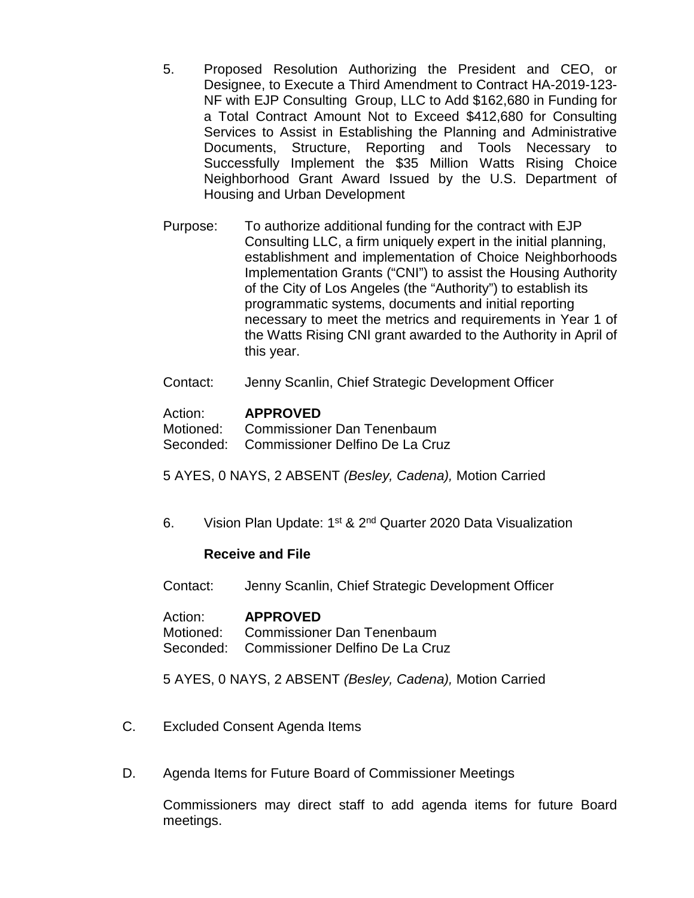5. Proposed Resolution Authorizing the President and CEO, or Designee, to Execute a Third Amendment to Contract HA-2019-123-NF with EJP Consulting Group, LLC to Add $162,680 in Funding for a Total Contract Amount Not to Exceed $412,680 for Consulting Services to Assist in Establishing the Planning and Administrative Documents, Structure, Reporting and Tools Necessary to Successfully Implement the $35 Million Watts Rising Choice Neighborhood Grant Award Issued by the U.S. Department of Housing and Urban Development

Purpose: To authorize additional funding for the contract with EJP Consulting LLC, a firm uniquely expert in the initial planning, establishment and implementation of Choice Neighborhoods Implementation Grants ("CNI") to assist the Housing Authority of the City of Los Angeles (the "Authority") to establish its programmatic systems, documents and initial reporting necessary to meet the metrics and requirements in Year 1 of the Watts Rising CNI grant awarded to the Authority in April of this year.

Contact: Jenny Scanlin, Chief Strategic Development Officer

Action: **APPROVED**
Motioned: Commissioner Dan Tenenbaum
Seconded: Commissioner Delfino De La Cruz

5 AYES, 0 NAYS, 2 ABSENT *(Besley, Cadena),* Motion Carried

6. Vision Plan Update: 1st & 2nd Quarter 2020 Data Visualization

**Receive and File**

Contact: Jenny Scanlin, Chief Strategic Development Officer

Action: **APPROVED**
Motioned: Commissioner Dan Tenenbaum
Seconded: Commissioner Delfino De La Cruz

5 AYES, 0 NAYS, 2 ABSENT *(Besley, Cadena),* Motion Carried

C. Excluded Consent Agenda Items

D. Agenda Items for Future Board of Commissioner Meetings

Commissioners may direct staff to add agenda items for future Board meetings.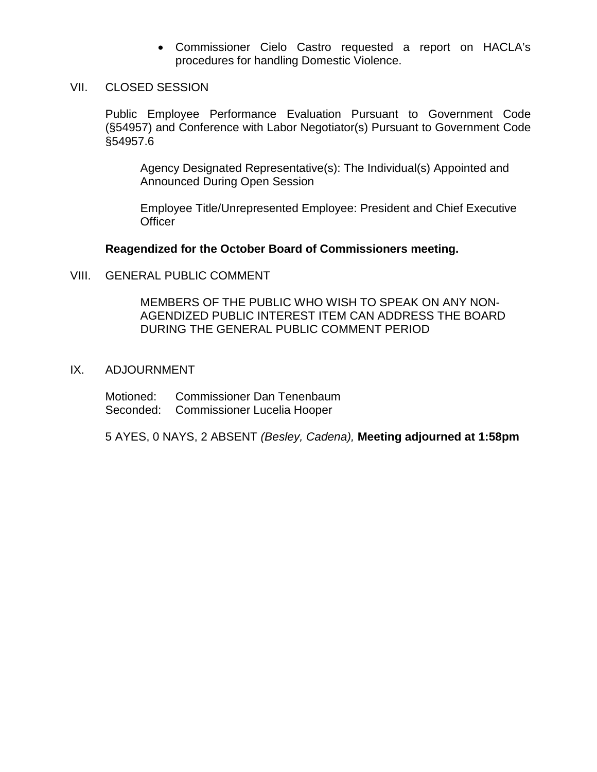- Commissioner Cielo Castro requested a report on HACLA's procedures for handling Domestic Violence.

VII. CLOSED SESSION

Public Employee Performance Evaluation Pursuant to Government Code (§54957) and Conference with Labor Negotiator(s) Pursuant to Government Code §54957.6

Agency Designated Representative(s): The Individual(s) Appointed and Announced During Open Session

Employee Title/Unrepresented Employee: President and Chief Executive Officer

**Reagendized for the October Board of Commissioners meeting.**

VIII. GENERAL PUBLIC COMMENT

MEMBERS OF THE PUBLIC WHO WISH TO SPEAK ON ANY NON-AGENDIZED PUBLIC INTEREST ITEM CAN ADDRESS THE BOARD DURING THE GENERAL PUBLIC COMMENT PERIOD

IX. ADJOURNMENT

Motioned: Commissioner Dan Tenenbaum
Seconded: Commissioner Lucelia Hooper

5 AYES, 0 NAYS, 2 ABSENT *(Besley, Cadena),* **Meeting adjourned at 1:58pm**